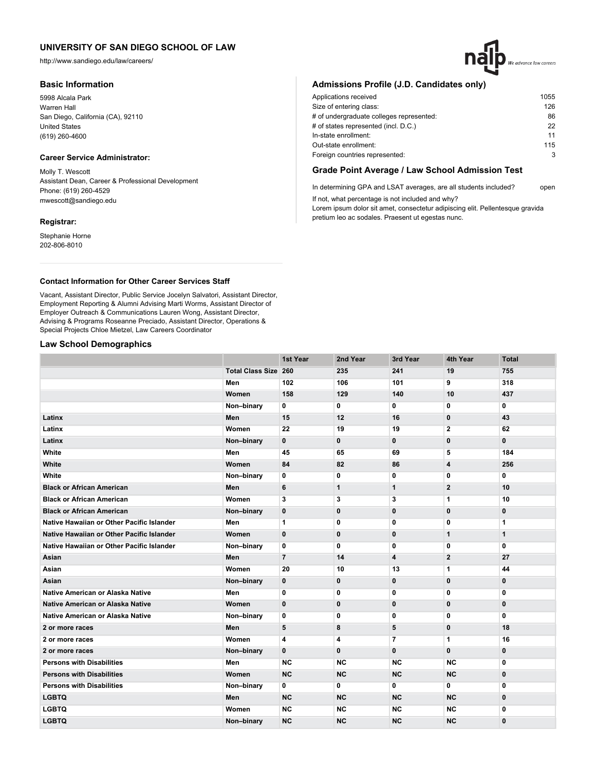# UNIVERSITY OF SAN DIEGO SCHOOL OF LAW

http://www.sandiego.edu/law/careers/

## Basic Information

5998 Alcala Park
Warren Hall
San Diego, California (CA), 92110
United States
(619) 260-4600

### Career Service Administrator:

Molly T. Wescott
Assistant Dean, Career & Professional Development
Phone: (619) 260-4529
mwescott@sandiego.edu

### Registrar:

Stephanie Horne
202-806-8010

## Admissions Profile (J.D. Candidates only)

| | |
|---|---|
| Applications received | 1055 |
| Size of entering class: | 126 |
| # of undergraduate colleges represented: | 86 |
| # of states represented (incl. D.C.) | 22 |
| In-state enrollment: | 11 |
| Out-state enrollment: | 115 |
| Foreign countries represented: | 3 |

## Grade Point Average / Law School Admission Test

In determining GPA and LSAT averages, are all students included? open

If not, what percentage is not included and why?
Lorem ipsum dolor sit amet, consectetur adipiscing elit. Pellentesque gravida pretium leo ac sodales. Praesent ut egestas nunc.

### Contact Information for Other Career Services Staff

Vacant, Assistant Director, Public Service Jocelyn Salvatori, Assistant Director, Employment Reporting & Alumni Advising Marti Worms, Assistant Director of Employer Outreach & Communications Lauren Wong, Assistant Director, Advising & Programs Roseanne Preciado, Assistant Director, Operations & Special Projects Chloe Mietzel, Law Careers Coordinator

## Law School Demographics

| | | 1st Year | 2nd Year | 3rd Year | 4th Year | Total |
|---|---|---|---|---|---|---|
| | Total Class Size | 260 | 235 | 241 | 19 | 755 |
| | Men | 102 | 106 | 101 | 9 | 318 |
| | Women | 158 | 129 | 140 | 10 | 437 |
| | Non–binary | 0 | 0 | 0 | 0 | 0 |
| Latinx | Men | 15 | 12 | 16 | 0 | 43 |
| Latinx | Women | 22 | 19 | 19 | 2 | 62 |
| Latinx | Non–binary | 0 | 0 | 0 | 0 | 0 |
| White | Men | 45 | 65 | 69 | 5 | 184 |
| White | Women | 84 | 82 | 86 | 4 | 256 |
| White | Non–binary | 0 | 0 | 0 | 0 | 0 |
| Black or African American | Men | 6 | 1 | 1 | 2 | 10 |
| Black or African American | Women | 3 | 3 | 3 | 1 | 10 |
| Black or African American | Non–binary | 0 | 0 | 0 | 0 | 0 |
| Native Hawaiian or Other Pacific Islander | Men | 1 | 0 | 0 | 0 | 1 |
| Native Hawaiian or Other Pacific Islander | Women | 0 | 0 | 0 | 1 | 1 |
| Native Hawaiian or Other Pacific Islander | Non–binary | 0 | 0 | 0 | 0 | 0 |
| Asian | Men | 7 | 14 | 4 | 2 | 27 |
| Asian | Women | 20 | 10 | 13 | 1 | 44 |
| Asian | Non–binary | 0 | 0 | 0 | 0 | 0 |
| Native American or Alaska Native | Men | 0 | 0 | 0 | 0 | 0 |
| Native American or Alaska Native | Women | 0 | 0 | 0 | 0 | 0 |
| Native American or Alaska Native | Non–binary | 0 | 0 | 0 | 0 | 0 |
| 2 or more races | Men | 5 | 8 | 5 | 0 | 18 |
| 2 or more races | Women | 4 | 4 | 7 | 1 | 16 |
| 2 or more races | Non–binary | 0 | 0 | 0 | 0 | 0 |
| Persons with Disabilities | Men | NC | NC | NC | NC | 0 |
| Persons with Disabilities | Women | NC | NC | NC | NC | 0 |
| Persons with Disabilities | Non–binary | 0 | 0 | 0 | 0 | 0 |
| LGBTQ | Men | NC | NC | NC | NC | 0 |
| LGBTQ | Women | NC | NC | NC | NC | 0 |
| LGBTQ | Non–binary | NC | NC | NC | NC | 0 |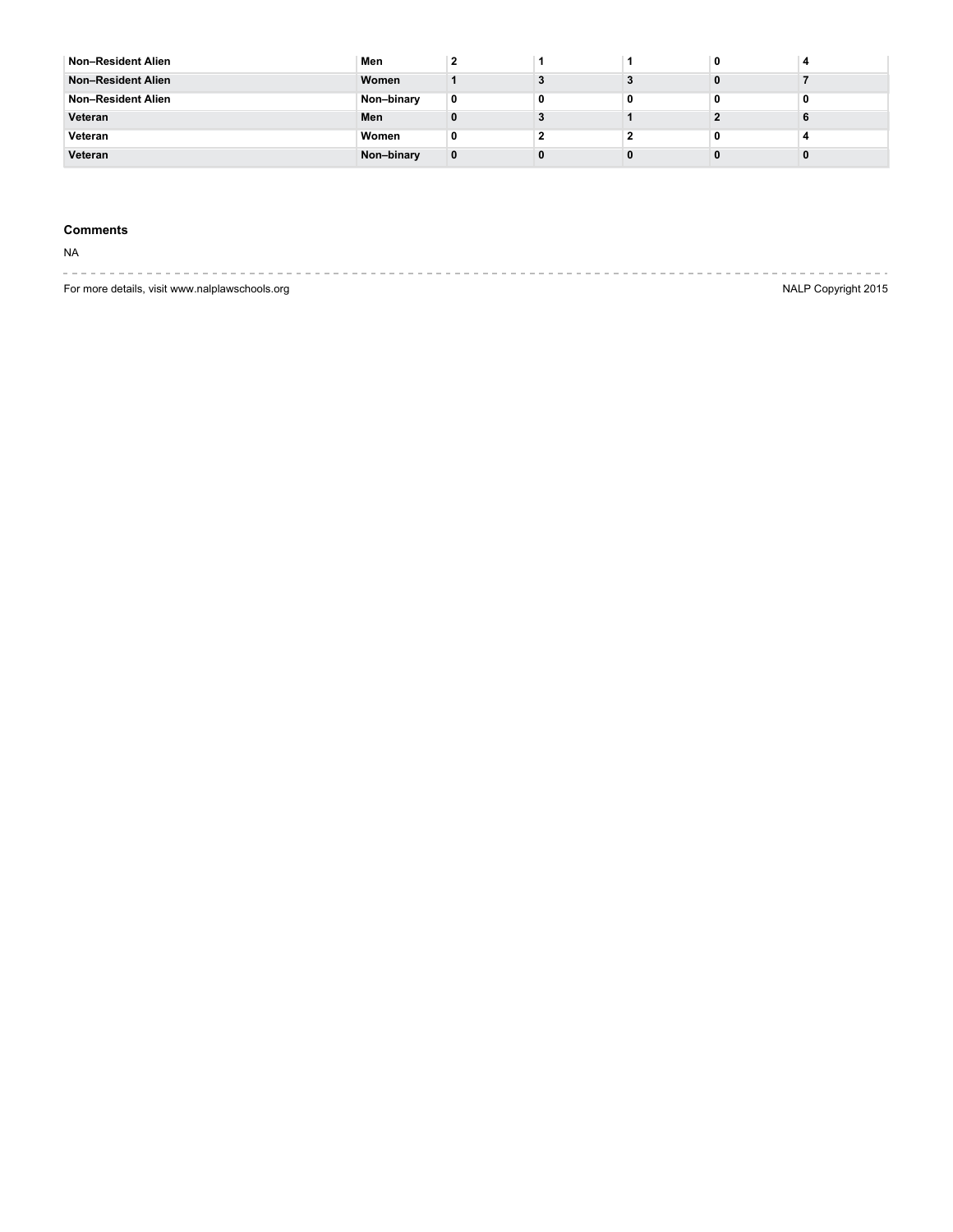| Non–Resident Alien | Men | 2 | 1 | 1 | 0 | 4 |
|---|---|---|---|---|---|---|
| Non–Resident Alien | Women | 1 | 3 | 3 | 0 | 7 |
| Non–Resident Alien | Non–binary | 0 | 0 | 0 | 0 | 0 |
| Veteran | Men | 0 | 3 | 1 | 2 | 6 |
| Veteran | Women | 0 | 2 | 2 | 0 | 4 |
| Veteran | Non–binary | 0 | 0 | 0 | 0 | 0 |

### Comments

NA

For more details, visit www.nalplawschools.org

NALP Copyright 2015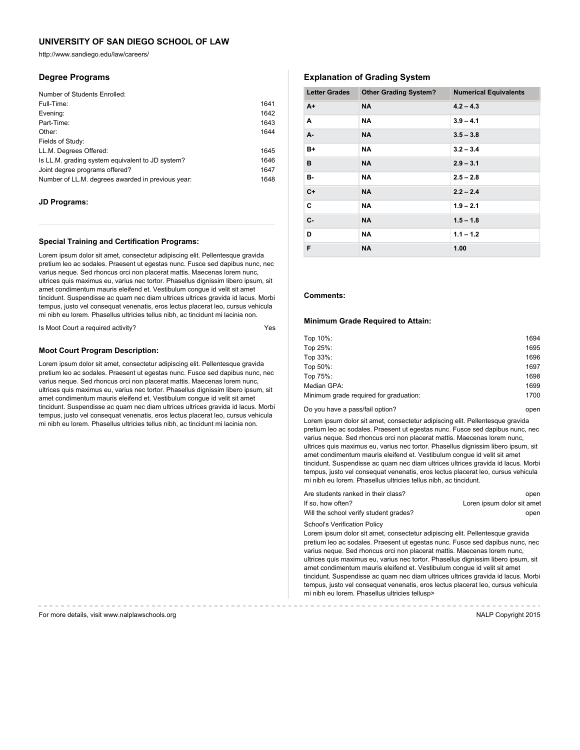# UNIVERSITY OF SAN DIEGO SCHOOL OF LAW

http://www.sandiego.edu/law/careers/

## Degree Programs

Number of Students Enrolled:

| | |
|---|---|
| Full-Time: | 1641 |
| Evening: | 1642 |
| Part-Time: | 1643 |
| Other: | 1644 |

Fields of Study:

| | |
|---|---|
| LL.M. Degrees Offered: | 1645 |
| Is LL.M. grading system equivalent to JD system? | 1646 |
| Joint degree programs offered? | 1647 |
| Number of LL.M. degrees awarded in previous year: | 1648 |

### JD Programs:

### Special Training and Certification Programs:

Lorem ipsum dolor sit amet, consectetur adipiscing elit. Pellentesque gravida pretium leo ac sodales. Praesent ut egestas nunc. Fusce sed dapibus nunc, nec varius neque. Sed rhoncus orci non placerat mattis. Maecenas lorem nunc, ultrices quis maximus eu, varius nec tortor. Phasellus dignissim libero ipsum, sit amet condimentum mauris eleifend et. Vestibulum congue id velit sit amet tincidunt. Suspendisse ac quam nec diam ultrices ultrices gravida id lacus. Morbi tempus, justo vel consequat venenatis, eros lectus placerat leo, cursus vehicula mi nibh eu lorem. Phasellus ultricies tellus nibh, ac tincidunt mi lacinia non.

Is Moot Court a required activity? Yes

### Moot Court Program Description:

Lorem ipsum dolor sit amet, consectetur adipiscing elit. Pellentesque gravida pretium leo ac sodales. Praesent ut egestas nunc. Fusce sed dapibus nunc, nec varius neque. Sed rhoncus orci non placerat mattis. Maecenas lorem nunc, ultrices quis maximus eu, varius nec tortor. Phasellus dignissim libero ipsum, sit amet condimentum mauris eleifend et. Vestibulum congue id velit sit amet tincidunt. Suspendisse ac quam nec diam ultrices ultrices gravida id lacus. Morbi tempus, justo vel consequat venenatis, eros lectus placerat leo, cursus vehicula mi nibh eu lorem. Phasellus ultricies tellus nibh, ac tincidunt mi lacinia non.

## Explanation of Grading System

| Letter Grades | Other Grading System? | Numerical Equivalents |
|---|---|---|
| A+ | NA | 4.2 – 4.3 |
| A | NA | 3.9 – 4.1 |
| A- | NA | 3.5 – 3.8 |
| B+ | NA | 3.2 – 3.4 |
| B | NA | 2.9 – 3.1 |
| B- | NA | 2.5 – 2.8 |
| C+ | NA | 2.2 – 2.4 |
| C | NA | 1.9 – 2.1 |
| C- | NA | 1.5 – 1.8 |
| D | NA | 1.1 – 1.2 |
| F | NA | 1.00 |

### Comments:

### Minimum Grade Required to Attain:

| | |
|---|---|
| Top 10%: | 1694 |
| Top 25%: | 1695 |
| Top 33%: | 1696 |
| Top 50%: | 1697 |
| Top 75%: | 1698 |
| Median GPA: | 1699 |
| Minimum grade required for graduation: | 1700 |

Do you have a pass/fail option? open

Lorem ipsum dolor sit amet, consectetur adipiscing elit. Pellentesque gravida pretium leo ac sodales. Praesent ut egestas nunc. Fusce sed dapibus nunc, nec varius neque. Sed rhoncus orci non placerat mattis. Maecenas lorem nunc, ultrices quis maximus eu, varius nec tortor. Phasellus dignissim libero ipsum, sit amet condimentum mauris eleifend et. Vestibulum congue id velit sit amet tincidunt. Suspendisse ac quam nec diam ultrices ultrices gravida id lacus. Morbi tempus, justo vel consequat venenatis, eros lectus placerat leo, cursus vehicula mi nibh eu lorem. Phasellus ultricies tellus nibh, ac tincidunt.

| | |
|---|---|
| Are students ranked in their class? | open |
| If so, how often? | Loren ipsum dolor sit amet |
| Will the school verify student grades? | open |

School's Verification Policy

Lorem ipsum dolor sit amet, consectetur adipiscing elit. Pellentesque gravida pretium leo ac sodales. Praesent ut egestas nunc. Fusce sed dapibus nunc, nec varius neque. Sed rhoncus orci non placerat mattis. Maecenas lorem nunc, ultrices quis maximus eu, varius nec tortor. Phasellus dignissim libero ipsum, sit amet condimentum mauris eleifend et. Vestibulum congue id velit sit amet tincidunt. Suspendisse ac quam nec diam ultrices ultrices gravida id lacus. Morbi tempus, justo vel consequat venenatis, eros lectus placerat leo, cursus vehicula mi nibh eu lorem. Phasellus ultricies tellusp>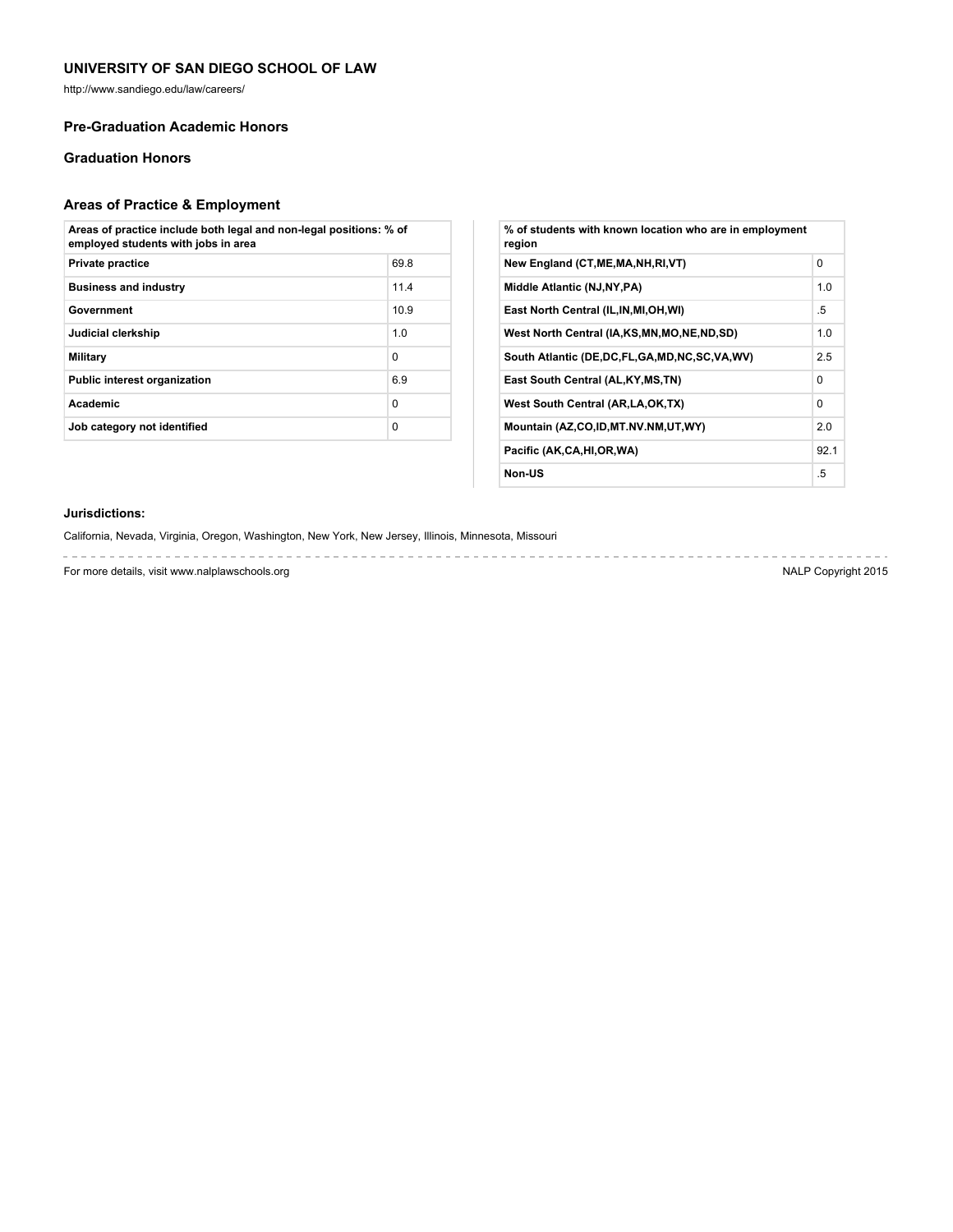## UNIVERSITY OF SAN DIEGO SCHOOL OF LAW

http://www.sandiego.edu/law/careers/

### Pre-Graduation Academic Honors

### Graduation Honors

### Areas of Practice & Employment

| Areas of practice include both legal and non-legal positions: % of employed students with jobs in area | |
|---|---|
| Private practice | 69.8 |
| Business and industry | 11.4 |
| Government | 10.9 |
| Judicial clerkship | 1.0 |
| Military | 0 |
| Public interest organization | 6.9 |
| Academic | 0 |
| Job category not identified | 0 |

| % of students with known location who are in employment region | |
|---|---|
| New England (CT,ME,MA,NH,RI,VT) | 0 |
| Middle Atlantic (NJ,NY,PA) | 1.0 |
| East North Central (IL,IN,MI,OH,WI) | .5 |
| West North Central (IA,KS,MN,MO,NE,ND,SD) | 1.0 |
| South Atlantic (DE,DC,FL,GA,MD,NC,SC,VA,WV) | 2.5 |
| East South Central (AL,KY,MS,TN) | 0 |
| West South Central (AR,LA,OK,TX) | 0 |
| Mountain (AZ,CO,ID,MT.NV.NM,UT,WY) | 2.0 |
| Pacific (AK,CA,HI,OR,WA) | 92.1 |
| Non-US | .5 |

**Jurisdictions:**

California, Nevada, Virginia, Oregon, Washington, New York, New Jersey, Illinois, Minnesota, Missouri

For more details, visit www.nalplawschools.org

NALP Copyright 2015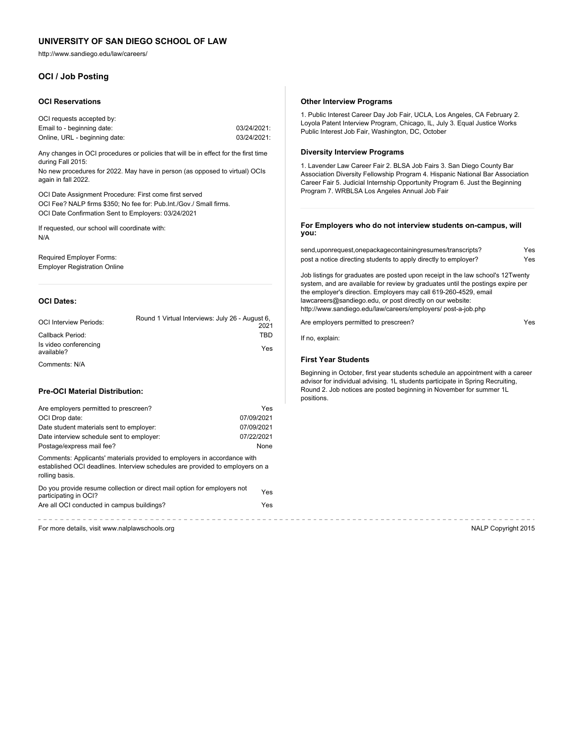# UNIVERSITY OF SAN DIEGO SCHOOL OF LAW

http://www.sandiego.edu/law/careers/

## OCI / Job Posting

### OCI Reservations

OCI requests accepted by:

| | |
|---|---|
| Email to - beginning date: | 03/24/2021: |
| Online, URL - beginning date: | 03/24/2021: |

Any changes in OCI procedures or policies that will be in effect for the first time during Fall 2015:
No new procedures for 2022. May have in person (as opposed to virtual) OCIs again in fall 2022.

OCI Date Assignment Procedure: First come first served
OCI Fee? NALP firms $350; No fee for: Pub.Int./Gov./ Small firms.
OCI Date Confirmation Sent to Employers: 03/24/2021

If requested, our school will coordinate with:
N/A

Required Employer Forms:
Employer Registration Online

### OCI Dates:

| | |
|---|---|
| OCI Interview Periods: | Round 1 Virtual Interviews: July 26 - August 6, 2021 |
| Callback Period: | TBD |
| Is video conferencing available? | Yes |

Comments: N/A

### Pre-OCI Material Distribution:

| | |
|---|---|
| Are employers permitted to prescreen? | Yes |
| OCI Drop date: | 07/09/2021 |
| Date student materials sent to employer: | 07/09/2021 |
| Date interview schedule sent to employer: | 07/22/2021 |
| Postage/express mail fee? | None |

Comments: Applicants' materials provided to employers in accordance with established OCI deadlines. Interview schedules are provided to employers on a rolling basis.

| | |
|---|---|
| Do you provide resume collection or direct mail option for employers not participating in OCI? | Yes |
| Are all OCI conducted in campus buildings? | Yes |

### Other Interview Programs

1. Public Interest Career Day Job Fair, UCLA, Los Angeles, CA February 2. Loyola Patent Interview Program, Chicago, IL, July 3. Equal Justice Works Public Interest Job Fair, Washington, DC, October

### Diversity Interview Programs

1. Lavender Law Career Fair 2. BLSA Job Fairs 3. San Diego County Bar Association Diversity Fellowship Program 4. Hispanic National Bar Association Career Fair 5. Judicial Internship Opportunity Program 6. Just the Beginning Program 7. WRBLSA Los Angeles Annual Job Fair

### For Employers who do not interview students on-campus, will you:

| | |
|---|---|
| send,uponrequest,onepackagecontainingresumes/transcripts? | Yes |
| post a notice directing students to apply directly to employer? | Yes |

Job listings for graduates are posted upon receipt in the law school's 12Twenty system, and are available for review by graduates until the postings expire per the employer's direction. Employers may call 619-260-4529, email lawcareers@sandiego.edu, or post directly on our website: http://www.sandiego.edu/law/careers/employers/ post-a-job.php

| | |
|---|---|
| Are employers permitted to prescreen? | Yes |

If no, explain:

### First Year Students

Beginning in October, first year students schedule an appointment with a career advisor for individual advising. 1L students participate in Spring Recruiting, Round 2. Job notices are posted beginning in November for summer 1L positions.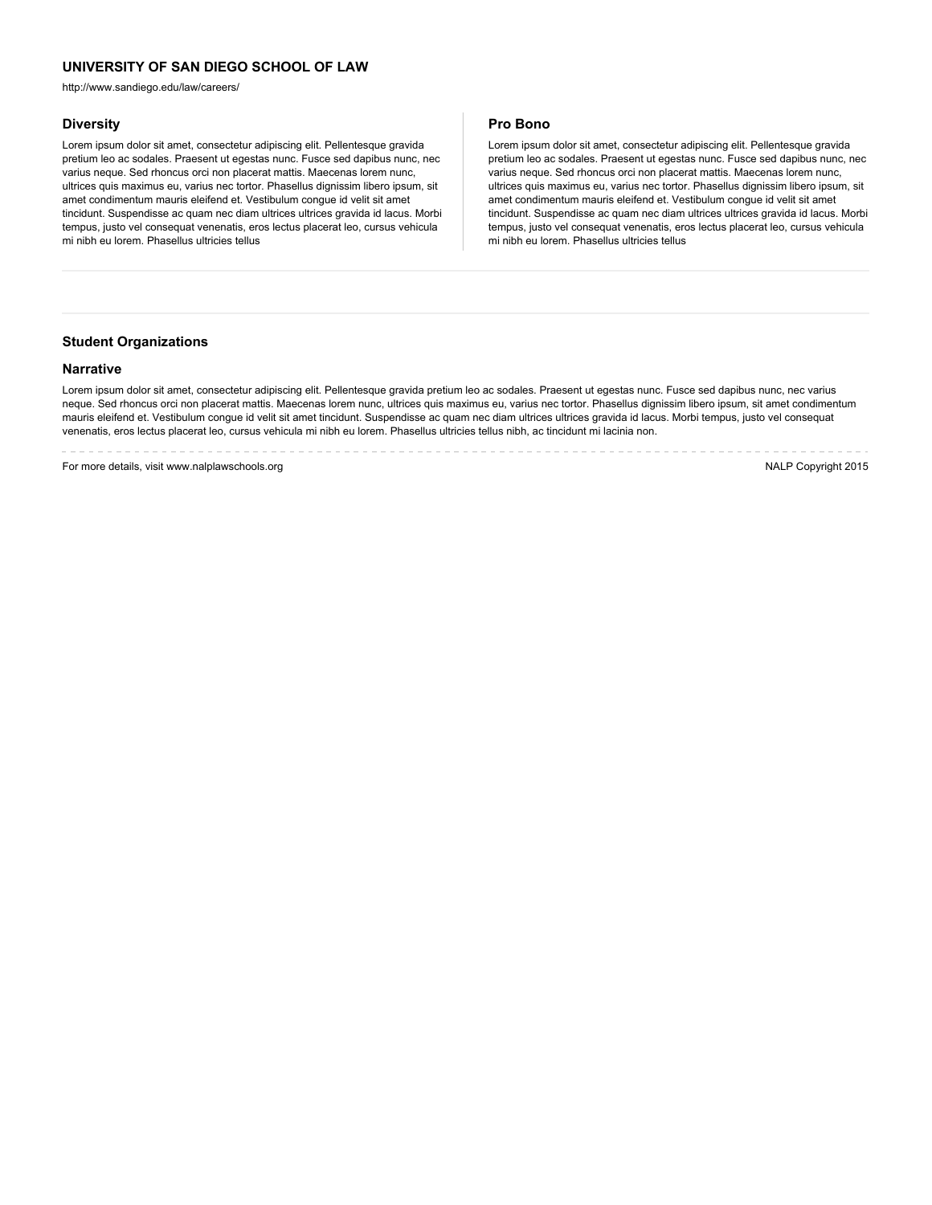# UNIVERSITY OF SAN DIEGO SCHOOL OF LAW

http://www.sandiego.edu/law/careers/

## Diversity

Lorem ipsum dolor sit amet, consectetur adipiscing elit. Pellentesque gravida pretium leo ac sodales. Praesent ut egestas nunc. Fusce sed dapibus nunc, nec varius neque. Sed rhoncus orci non placerat mattis. Maecenas lorem nunc, ultrices quis maximus eu, varius nec tortor. Phasellus dignissim libero ipsum, sit amet condimentum mauris eleifend et. Vestibulum congue id velit sit amet tincidunt. Suspendisse ac quam nec diam ultrices ultrices gravida id lacus. Morbi tempus, justo vel consequat venenatis, eros lectus placerat leo, cursus vehicula mi nibh eu lorem. Phasellus ultricies tellus

## Pro Bono

Lorem ipsum dolor sit amet, consectetur adipiscing elit. Pellentesque gravida pretium leo ac sodales. Praesent ut egestas nunc. Fusce sed dapibus nunc, nec varius neque. Sed rhoncus orci non placerat mattis. Maecenas lorem nunc, ultrices quis maximus eu, varius nec tortor. Phasellus dignissim libero ipsum, sit amet condimentum mauris eleifend et. Vestibulum congue id velit sit amet tincidunt. Suspendisse ac quam nec diam ultrices ultrices gravida id lacus. Morbi tempus, justo vel consequat venenatis, eros lectus placerat leo, cursus vehicula mi nibh eu lorem. Phasellus ultricies tellus

## Student Organizations

### Narrative

Lorem ipsum dolor sit amet, consectetur adipiscing elit. Pellentesque gravida pretium leo ac sodales. Praesent ut egestas nunc. Fusce sed dapibus nunc, nec varius neque. Sed rhoncus orci non placerat mattis. Maecenas lorem nunc, ultrices quis maximus eu, varius nec tortor. Phasellus dignissim libero ipsum, sit amet condimentum mauris eleifend et. Vestibulum congue id velit sit amet tincidunt. Suspendisse ac quam nec diam ultrices ultrices gravida id lacus. Morbi tempus, justo vel consequat venenatis, eros lectus placerat leo, cursus vehicula mi nibh eu lorem. Phasellus ultricies tellus nibh, ac tincidunt mi lacinia non.

For more details, visit www.nalplawschools.org

NALP Copyright 2015